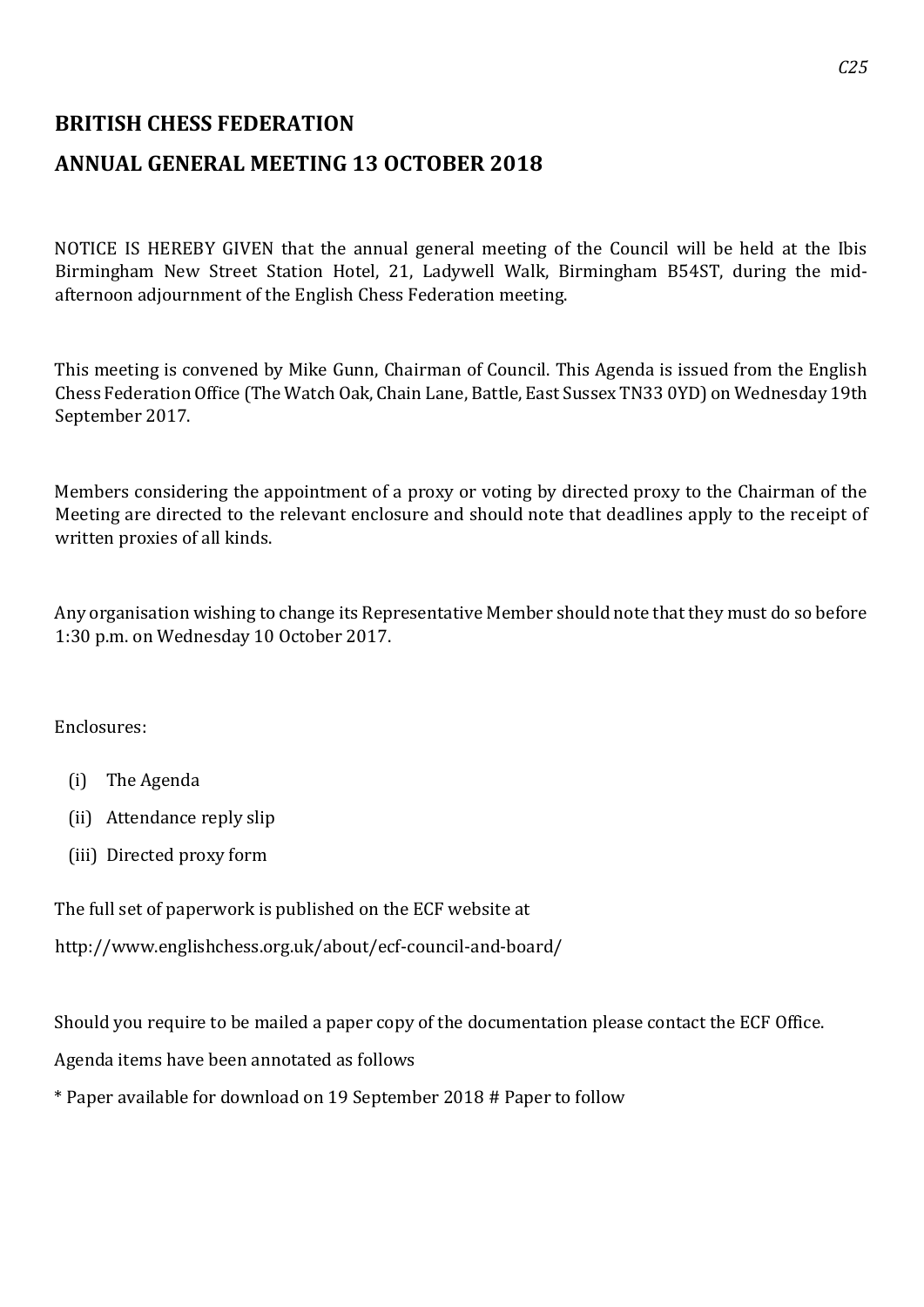*C25*

## BRITISH CHESS FEDERATION

## ANNUAL GENERAL MEETING 13 OCTOBER 2018

NOTICE IS HEREBY GIVEN that the annual general meeting of the Council will be held at the Ibis Birmingham New Street Station Hotel, 21, Ladywell Walk, Birmingham B54ST, during the mid-afternoon adjournment of the English Chess Federation meeting.

This meeting is convened by Mike Gunn, Chairman of Council. This Agenda is issued from the English Chess Federation Office (The Watch Oak, Chain Lane, Battle, East Sussex TN33 0YD) on Wednesday 19th September 2017.

Members considering the appointment of a proxy or voting by directed proxy to the Chairman of the Meeting are directed to the relevant enclosure and should note that deadlines apply to the receipt of written proxies of all kinds.

Any organisation wishing to change its Representative Member should note that they must do so before 1:30 p.m. on Wednesday 10 October 2017.

Enclosures:

- (i) The Agenda
- (ii) Attendance reply slip
- (iii) Directed proxy form

The full set of paperwork is published on the ECF website at

http://www.englishchess.org.uk/about/ecf-council-and-board/

Should you require to be mailed a paper copy of the documentation please contact the ECF Office.

Agenda items have been annotated as follows

* Paper available for download on 19 September 2018 # Paper to follow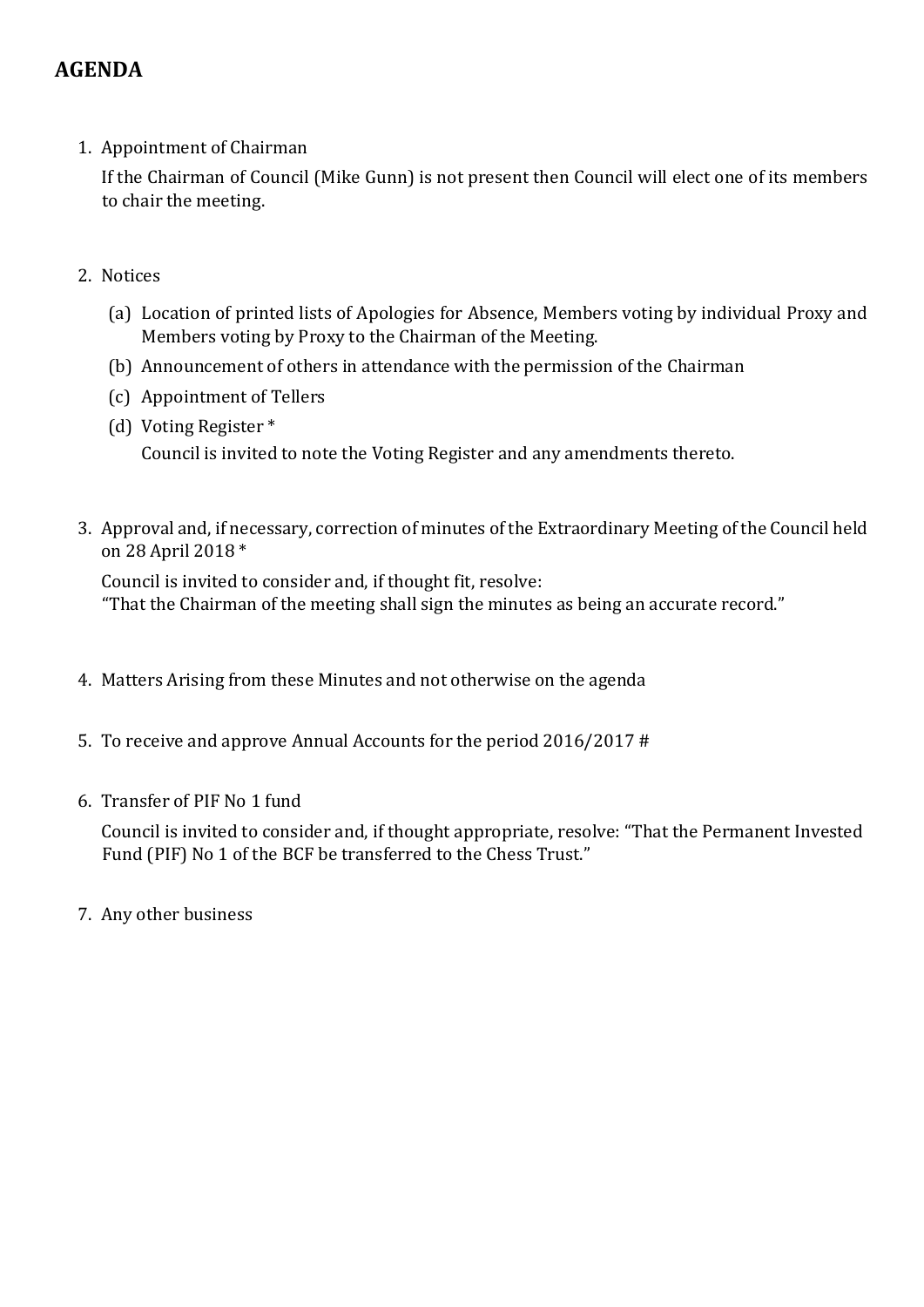## AGENDA

1. Appointment of Chairman

   If the Chairman of Council (Mike Gunn) is not present then Council will elect one of its members to chair the meeting.

2. Notices

   (a) Location of printed lists of Apologies for Absence, Members voting by individual Proxy and Members voting by Proxy to the Chairman of the Meeting.

   (b) Announcement of others in attendance with the permission of the Chairman

   (c) Appointment of Tellers

   (d) Voting Register *

   Council is invited to note the Voting Register and any amendments thereto.

3. Approval and, if necessary, correction of minutes of the Extraordinary Meeting of the Council held on 28 April 2018 *

   Council is invited to consider and, if thought fit, resolve:
   "That the Chairman of the meeting shall sign the minutes as being an accurate record."

4. Matters Arising from these Minutes and not otherwise on the agenda

5. To receive and approve Annual Accounts for the period 2016/2017 #

6. Transfer of PIF No 1 fund

   Council is invited to consider and, if thought appropriate, resolve: "That the Permanent Invested Fund (PIF) No 1 of the BCF be transferred to the Chess Trust."

7. Any other business